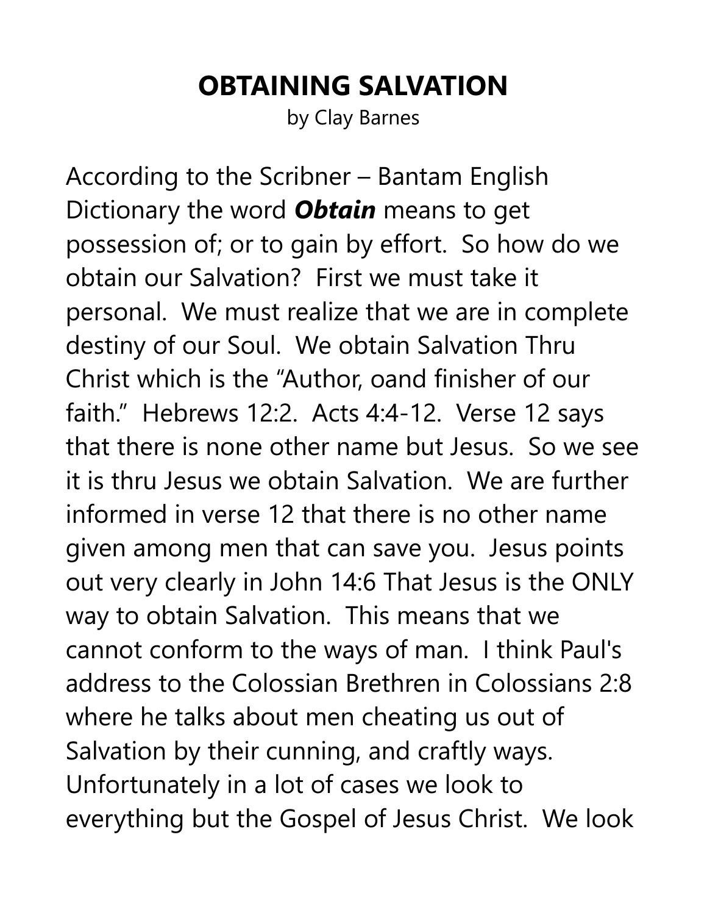# OBTAINING SALVATION

by Clay Barnes

According to the Scribner – Bantam English Dictionary the word ***Obtain*** means to get possession of; or to gain by effort. So how do we obtain our Salvation? First we must take it personal. We must realize that we are in complete destiny of our Soul. We obtain Salvation Thru Christ which is the "Author, oand finisher of our faith." Hebrews 12:2. Acts 4:4-12. Verse 12 says that there is none other name but Jesus. So we see it is thru Jesus we obtain Salvation. We are further informed in verse 12 that there is no other name given among men that can save you. Jesus points out very clearly in John 14:6 That Jesus is the ONLY way to obtain Salvation. This means that we cannot conform to the ways of man. I think Paul's address to the Colossian Brethren in Colossians 2:8 where he talks about men cheating us out of Salvation by their cunning, and craftly ways. Unfortunately in a lot of cases we look to everything but the Gospel of Jesus Christ. We look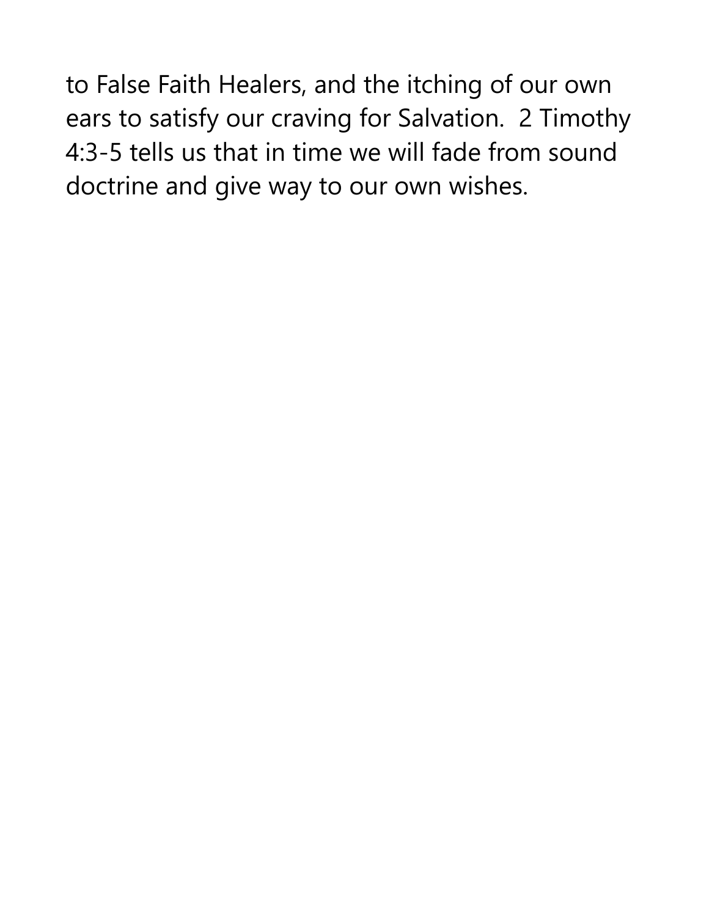to False Faith Healers, and the itching of our own ears to satisfy our craving for Salvation. 2 Timothy 4:3-5 tells us that in time we will fade from sound doctrine and give way to our own wishes.